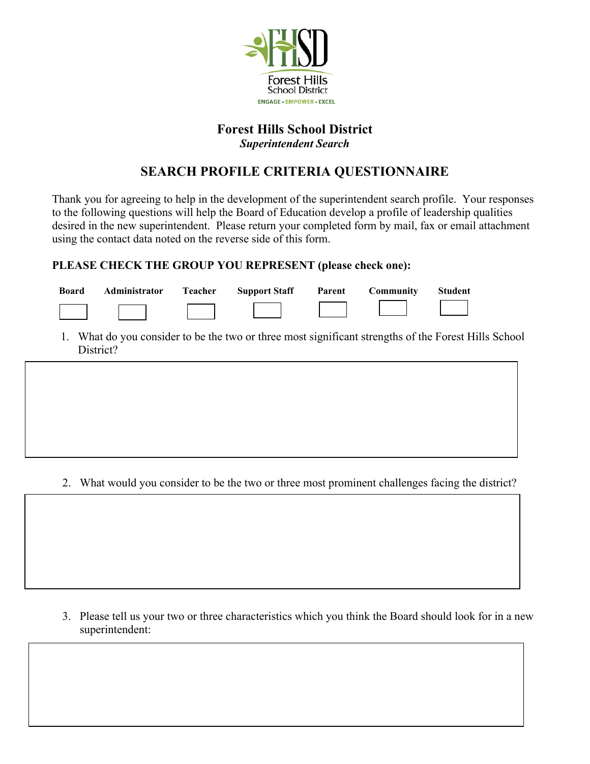Forest Hills
School District
ENGAGE • EMPOWER • EXCEL

# Forest Hills School District

***Superintendent Search***

## SEARCH PROFILE CRITERIA QUESTIONNAIRE

Thank you for agreeing to help in the development of the superintendent search profile. Your responses to the following questions will help the Board of Education develop a profile of leadership qualities desired in the new superintendent. Please return your completed form by mail, fax or email attachment using the contact data noted on the reverse side of this form.

**PLEASE CHECK THE GROUP YOU REPRESENT (please check one):**

| Board | Administrator | Teacher | Support Staff | Parent | Community | Student |
|---|---|---|---|---|---|---|
| ☐ | ☐ | ☐ | ☐ | ☐ | ☐ | ☐ |

1. What do you consider to be the two or three most significant strengths of the Forest Hills School District?

2. What would you consider to be the two or three most prominent challenges facing the district?

3. Please tell us your two or three characteristics which you think the Board should look for in a new superintendent: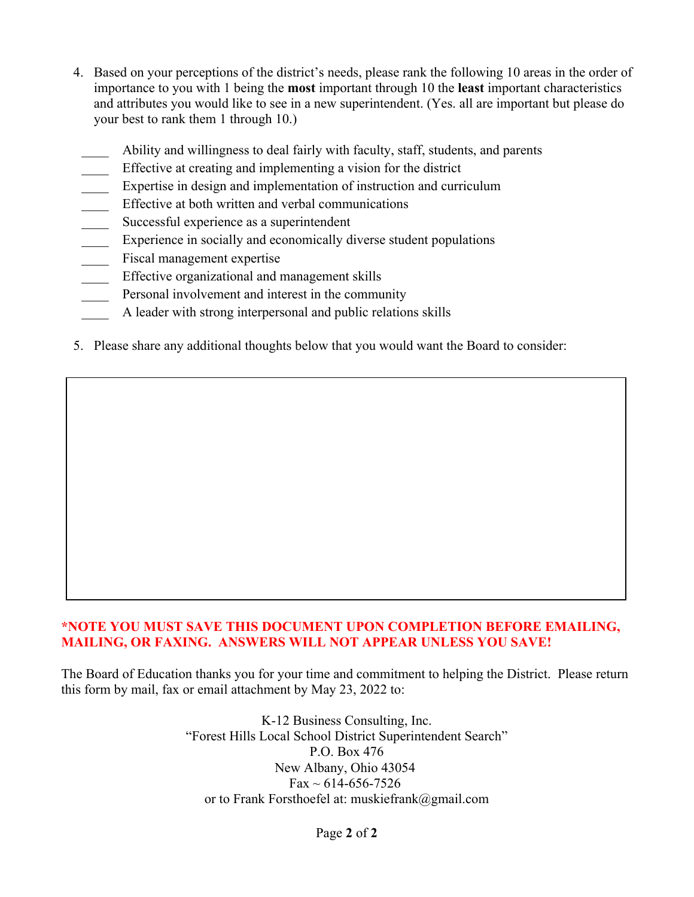4. Based on your perceptions of the district's needs, please rank the following 10 areas in the order of importance to you with 1 being the **most** important through 10 the **least** important characteristics and attributes you would like to see in a new superintendent. (Yes. all are important but please do your best to rank them 1 through 10.)

____ Ability and willingness to deal fairly with faculty, staff, students, and parents
____ Effective at creating and implementing a vision for the district
____ Expertise in design and implementation of instruction and curriculum
____ Effective at both written and verbal communications
____ Successful experience as a superintendent
____ Experience in socially and economically diverse student populations
____ Fiscal management expertise
____ Effective organizational and management skills
____ Personal involvement and interest in the community
____ A leader with strong interpersonal and public relations skills

5. Please share any additional thoughts below that you would want the Board to consider:

**\*NOTE YOU MUST SAVE THIS DOCUMENT UPON COMPLETION BEFORE EMAILING, MAILING, OR FAXING. ANSWERS WILL NOT APPEAR UNLESS YOU SAVE!**

The Board of Education thanks you for your time and commitment to helping the District. Please return this form by mail, fax or email attachment by May 23, 2022 to:

K-12 Business Consulting, Inc.
"Forest Hills Local School District Superintendent Search"
P.O. Box 476
New Albany, Ohio 43054
Fax ~ 614-656-7526
or to Frank Forsthoefel at: muskiefrank@gmail.com